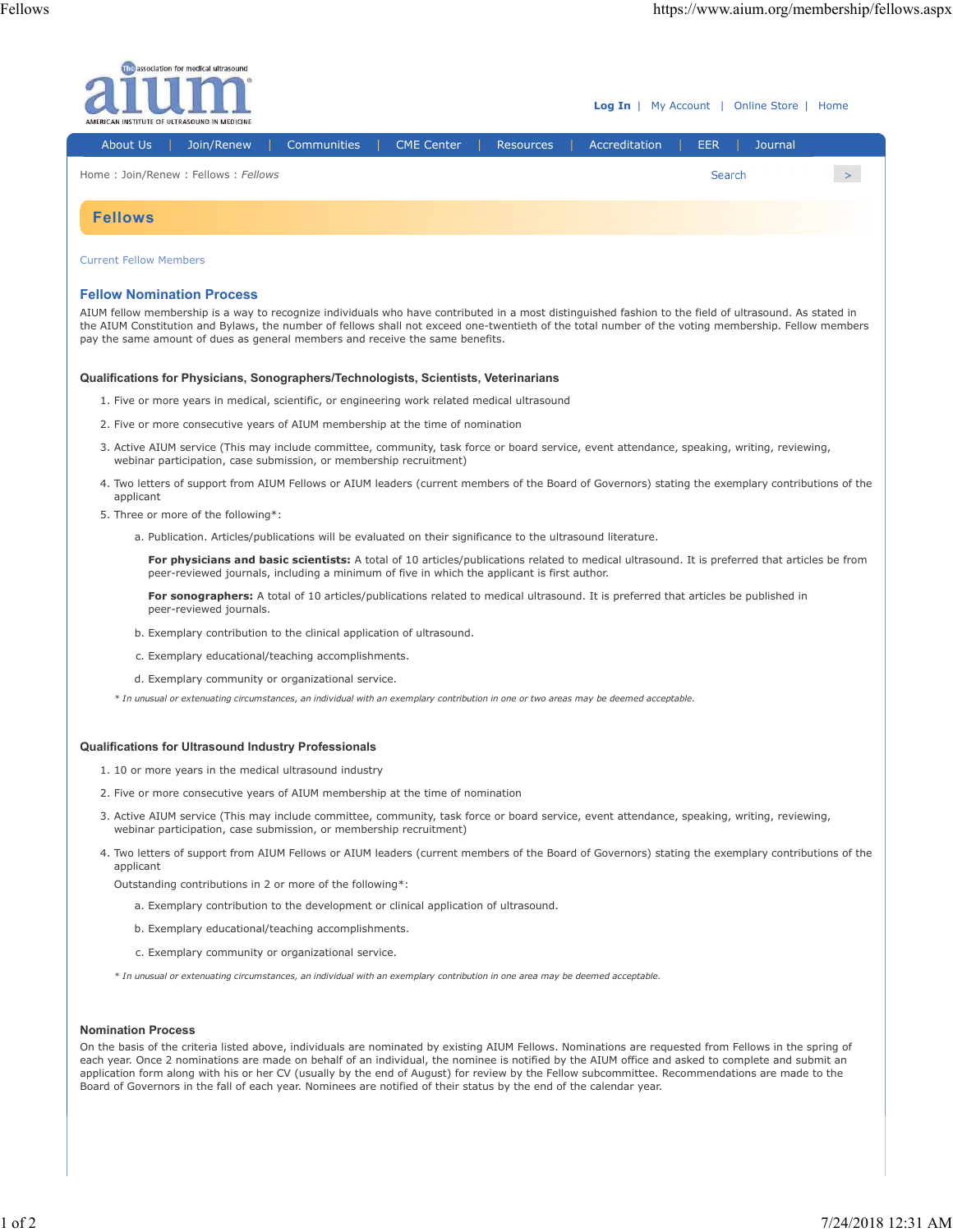# Fellows

Current Fellow Members

## Fellow Nomination Process

AIUM fellow membership is a way to recognize individuals who have contributed in a most distinguished fashion to the field of ultrasound. As stated in the AIUM Constitution and Bylaws, the number of fellows shall not exceed one-twentieth of the total number of the voting membership. Fellow members pay the same amount of dues as general members and receive the same benefits.

### Qualifications for Physicians, Sonographers/Technologists, Scientists, Veterinarians

1. Five or more years in medical, scientific, or engineering work related medical ultrasound
2. Five or more consecutive years of AIUM membership at the time of nomination
3. Active AIUM service (This may include committee, community, task force or board service, event attendance, speaking, writing, reviewing, webinar participation, case submission, or membership recruitment)
4. Two letters of support from AIUM Fellows or AIUM leaders (current members of the Board of Governors) stating the exemplary contributions of the applicant
5. Three or more of the following*:
   a. Publication. Articles/publications will be evaluated on their significance to the ultrasound literature.

      **For physicians and basic scientists:** A total of 10 articles/publications related to medical ultrasound. It is preferred that articles be from peer-reviewed journals, including a minimum of five in which the applicant is first author.

      **For sonographers:** A total of 10 articles/publications related to medical ultrasound. It is preferred that articles be published in peer-reviewed journals.

   b. Exemplary contribution to the clinical application of ultrasound.
   c. Exemplary educational/teaching accomplishments.
   d. Exemplary community or organizational service.

*\* In unusual or extenuating circumstances, an individual with an exemplary contribution in one or two areas may be deemed acceptable.*

### Qualifications for Ultrasound Industry Professionals

1. 10 or more years in the medical ultrasound industry
2. Five or more consecutive years of AIUM membership at the time of nomination
3. Active AIUM service (This may include committee, community, task force or board service, event attendance, speaking, writing, reviewing, webinar participation, case submission, or membership recruitment)
4. Two letters of support from AIUM Fellows or AIUM leaders (current members of the Board of Governors) stating the exemplary contributions of the applicant

   Outstanding contributions in 2 or more of the following*:

   a. Exemplary contribution to the development or clinical application of ultrasound.
   b. Exemplary educational/teaching accomplishments.
   c. Exemplary community or organizational service.

*\* In unusual or extenuating circumstances, an individual with an exemplary contribution in one area may be deemed acceptable.*

### Nomination Process

On the basis of the criteria listed above, individuals are nominated by existing AIUM Fellows. Nominations are requested from Fellows in the spring of each year. Once 2 nominations are made on behalf of an individual, the nominee is notified by the AIUM office and asked to complete and submit an application form along with his or her CV (usually by the end of August) for review by the Fellow subcommittee. Recommendations are made to the Board of Governors in the fall of each year. Nominees are notified of their status by the end of the calendar year.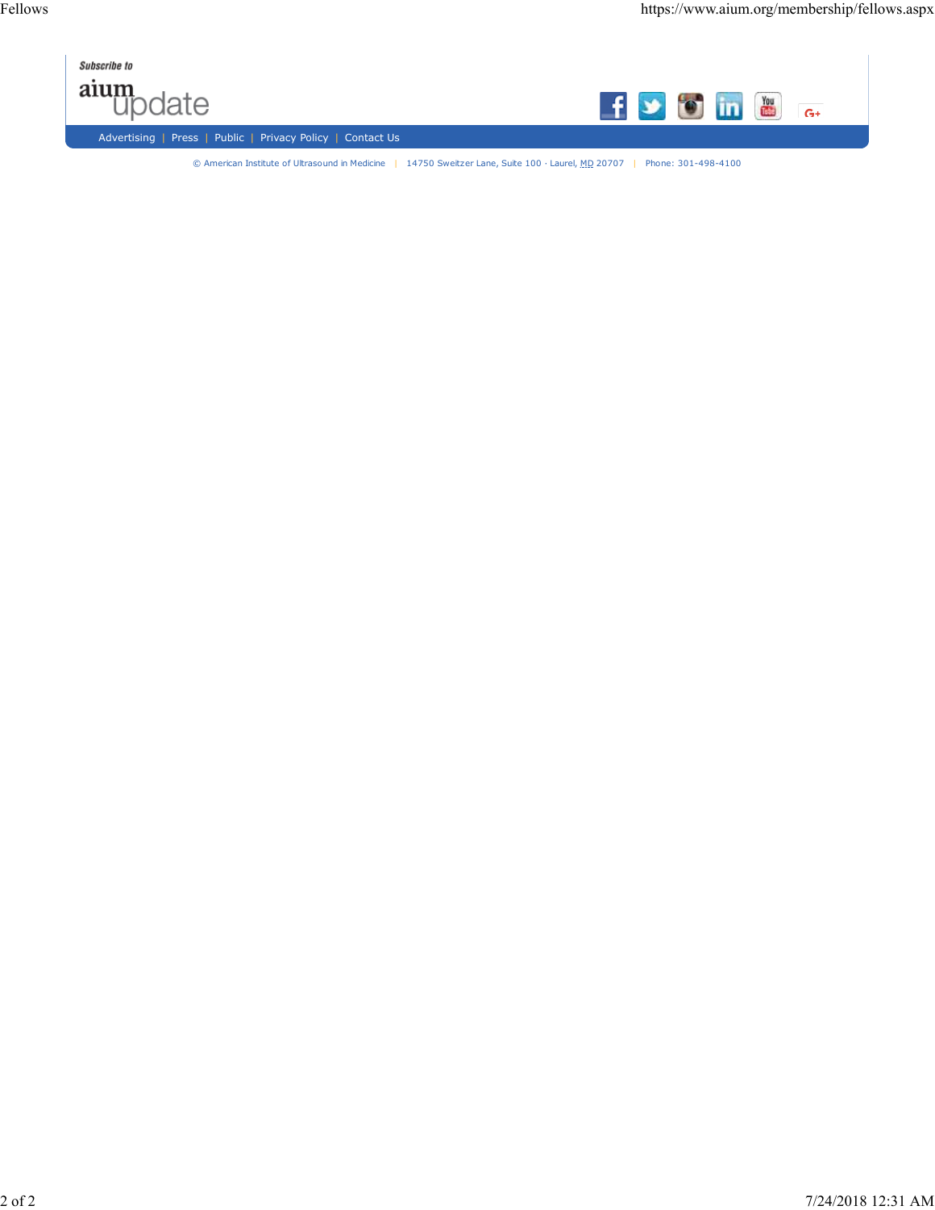Subscribe to

aium update

Advertising | Press | Public | Privacy Policy | Contact Us

© American Institute of Ultrasound in Medicine | 14750 Sweitzer Lane, Suite 100 · Laurel, MD 20707 | Phone: 301-498-4100